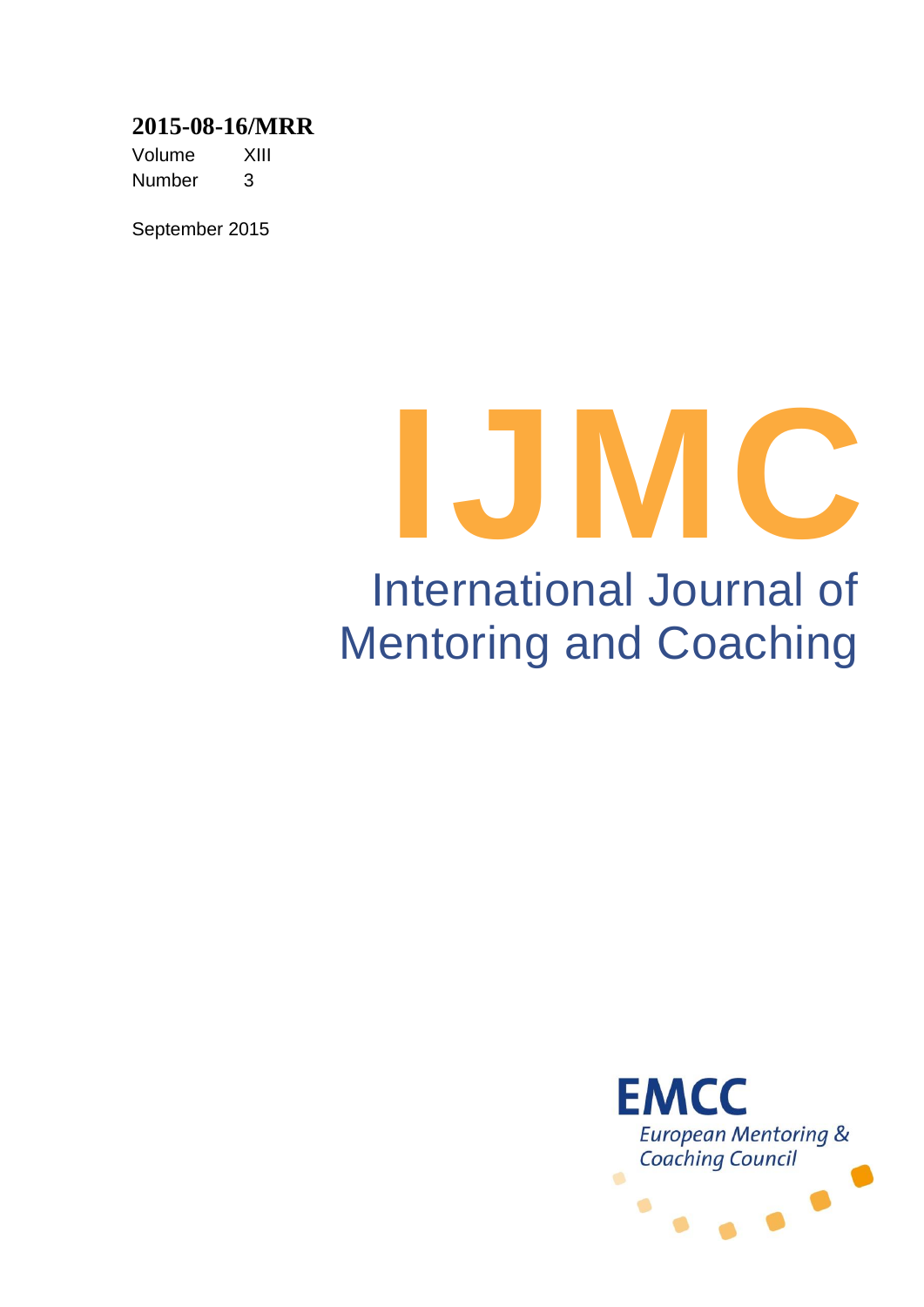**2015-08-16/MRR**

Volume XIII

Number 3

September 2015

# IJMC

## International Journal of Mentoring and Coaching

EMCC

*European Mentoring & Coaching Council*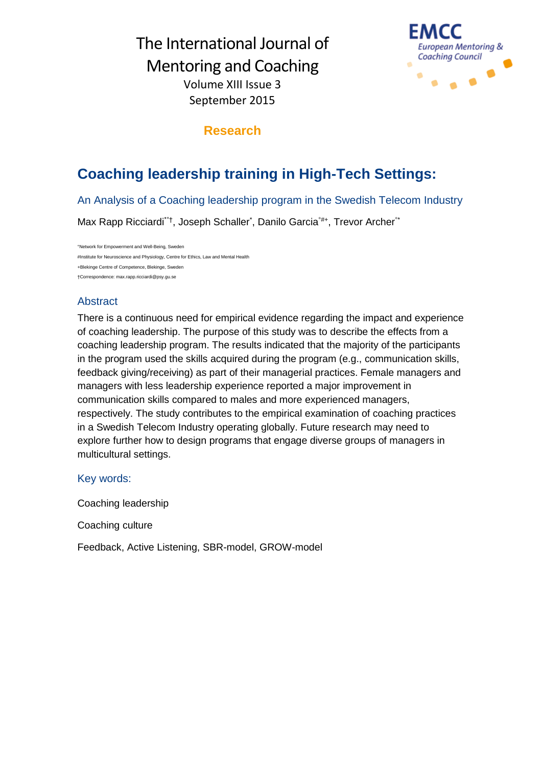The International Journal of Mentoring and Coaching
Volume XIII Issue 3
September 2015

**Research**

# Coaching leadership training in High-Tech Settings:

## An Analysis of a Coaching leadership program in the Swedish Telecom Industry

Max Rapp Ricciardi[*°†], Joseph Schaller[*], Danilo Garcia[°#+], Trevor Archer[°*]

°Network for Empowerment and Well-Being, Sweden
#Institute for Neuroscience and Physiology, Centre for Ethics, Law and Mental Health
+Blekinge Centre of Competence, Blekinge, Sweden
†Correspondence: max.rapp.ricciardi@psy.gu.se

## Abstract

There is a continuous need for empirical evidence regarding the impact and experience of coaching leadership. The purpose of this study was to describe the effects from a coaching leadership program. The results indicated that the majority of the participants in the program used the skills acquired during the program (e.g., communication skills, feedback giving/receiving) as part of their managerial practices. Female managers and managers with less leadership experience reported a major improvement in communication skills compared to males and more experienced managers, respectively. The study contributes to the empirical examination of coaching practices in a Swedish Telecom Industry operating globally. Future research may need to explore further how to design programs that engage diverse groups of managers in multicultural settings.

## Key words:

Coaching leadership

Coaching culture

Feedback, Active Listening, SBR-model, GROW-model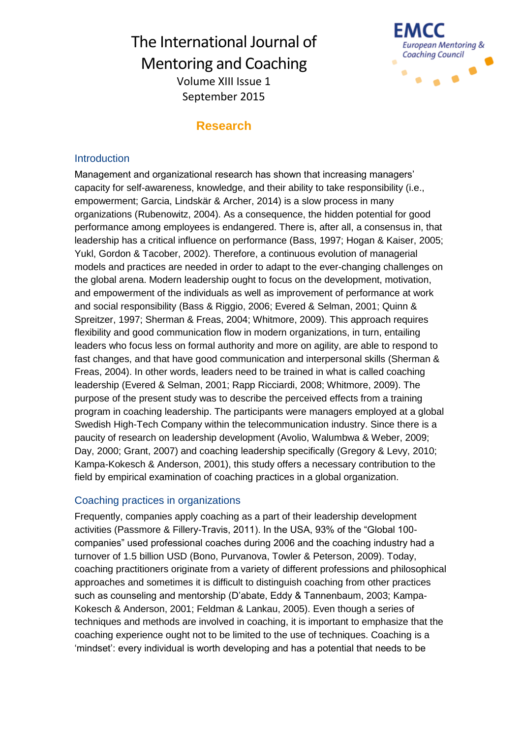## Research

### Introduction

Management and organizational research has shown that increasing managers' capacity for self-awareness, knowledge, and their ability to take responsibility (i.e., empowerment; Garcia, Lindskär & Archer, 2014) is a slow process in many organizations (Rubenowitz, 2004). As a consequence, the hidden potential for good performance among employees is endangered. There is, after all, a consensus in, that leadership has a critical influence on performance (Bass, 1997; Hogan & Kaiser, 2005; Yukl, Gordon & Tacober, 2002). Therefore, a continuous evolution of managerial models and practices are needed in order to adapt to the ever-changing challenges on the global arena. Modern leadership ought to focus on the development, motivation, and empowerment of the individuals as well as improvement of performance at work and social responsibility (Bass & Riggio, 2006; Evered & Selman, 2001; Quinn & Spreitzer, 1997; Sherman & Freas, 2004; Whitmore, 2009). This approach requires flexibility and good communication flow in modern organizations, in turn, entailing leaders who focus less on formal authority and more on agility, are able to respond to fast changes, and that have good communication and interpersonal skills (Sherman & Freas, 2004). In other words, leaders need to be trained in what is called coaching leadership (Evered & Selman, 2001; Rapp Ricciardi, 2008; Whitmore, 2009). The purpose of the present study was to describe the perceived effects from a training program in coaching leadership. The participants were managers employed at a global Swedish High-Tech Company within the telecommunication industry. Since there is a paucity of research on leadership development (Avolio, Walumbwa & Weber, 2009; Day, 2000; Grant, 2007) and coaching leadership specifically (Gregory & Levy, 2010; Kampa-Kokesch & Anderson, 2001), this study offers a necessary contribution to the field by empirical examination of coaching practices in a global organization.

### Coaching practices in organizations

Frequently, companies apply coaching as a part of their leadership development activities (Passmore & Fillery-Travis, 2011). In the USA, 93% of the "Global 100-companies" used professional coaches during 2006 and the coaching industry had a turnover of 1.5 billion USD (Bono, Purvanova, Towler & Peterson, 2009). Today, coaching practitioners originate from a variety of different professions and philosophical approaches and sometimes it is difficult to distinguish coaching from other practices such as counseling and mentorship (D'abate, Eddy & Tannenbaum, 2003; Kampa-Kokesch & Anderson, 2001; Feldman & Lankau, 2005). Even though a series of techniques and methods are involved in coaching, it is important to emphasize that the coaching experience ought not to be limited to the use of techniques. Coaching is a 'mindset': every individual is worth developing and has a potential that needs to be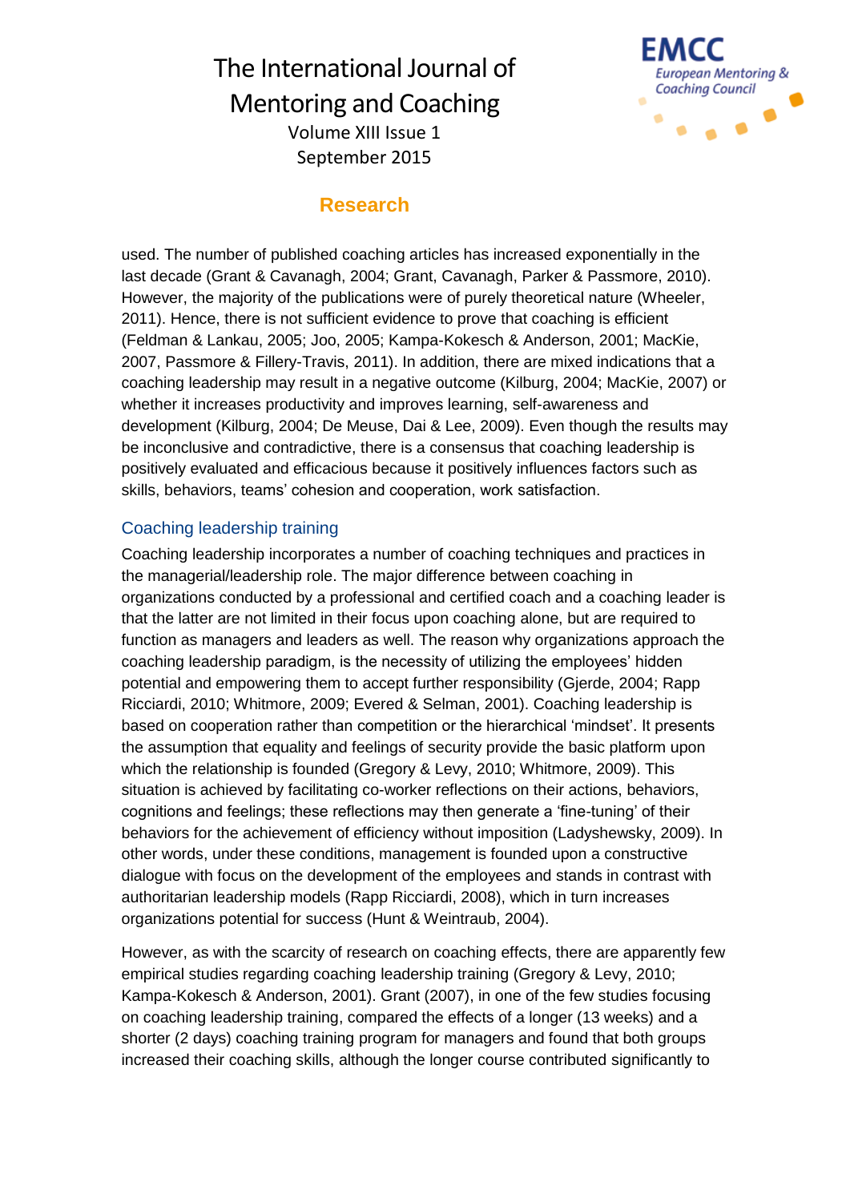used. The number of published coaching articles has increased exponentially in the last decade (Grant & Cavanagh, 2004; Grant, Cavanagh, Parker & Passmore, 2010). However, the majority of the publications were of purely theoretical nature (Wheeler, 2011). Hence, there is not sufficient evidence to prove that coaching is efficient (Feldman & Lankau, 2005; Joo, 2005; Kampa-Kokesch & Anderson, 2001; MacKie, 2007, Passmore & Fillery-Travis, 2011). In addition, there are mixed indications that a coaching leadership may result in a negative outcome (Kilburg, 2004; MacKie, 2007) or whether it increases productivity and improves learning, self-awareness and development (Kilburg, 2004; De Meuse, Dai & Lee, 2009). Even though the results may be inconclusive and contradictive, there is a consensus that coaching leadership is positively evaluated and efficacious because it positively influences factors such as skills, behaviors, teams' cohesion and cooperation, work satisfaction.

## Coaching leadership training

Coaching leadership incorporates a number of coaching techniques and practices in the managerial/leadership role. The major difference between coaching in organizations conducted by a professional and certified coach and a coaching leader is that the latter are not limited in their focus upon coaching alone, but are required to function as managers and leaders as well. The reason why organizations approach the coaching leadership paradigm, is the necessity of utilizing the employees' hidden potential and empowering them to accept further responsibility (Gjerde, 2004; Rapp Ricciardi, 2010; Whitmore, 2009; Evered & Selman, 2001). Coaching leadership is based on cooperation rather than competition or the hierarchical 'mindset'. It presents the assumption that equality and feelings of security provide the basic platform upon which the relationship is founded (Gregory & Levy, 2010; Whitmore, 2009). This situation is achieved by facilitating co-worker reflections on their actions, behaviors, cognitions and feelings; these reflections may then generate a 'fine-tuning' of their behaviors for the achievement of efficiency without imposition (Ladyshewsky, 2009). In other words, under these conditions, management is founded upon a constructive dialogue with focus on the development of the employees and stands in contrast with authoritarian leadership models (Rapp Ricciardi, 2008), which in turn increases organizations potential for success (Hunt & Weintraub, 2004).

However, as with the scarcity of research on coaching effects, there are apparently few empirical studies regarding coaching leadership training (Gregory & Levy, 2010; Kampa-Kokesch & Anderson, 2001). Grant (2007), in one of the few studies focusing on coaching leadership training, compared the effects of a longer (13 weeks) and a shorter (2 days) coaching training program for managers and found that both groups increased their coaching skills, although the longer course contributed significantly to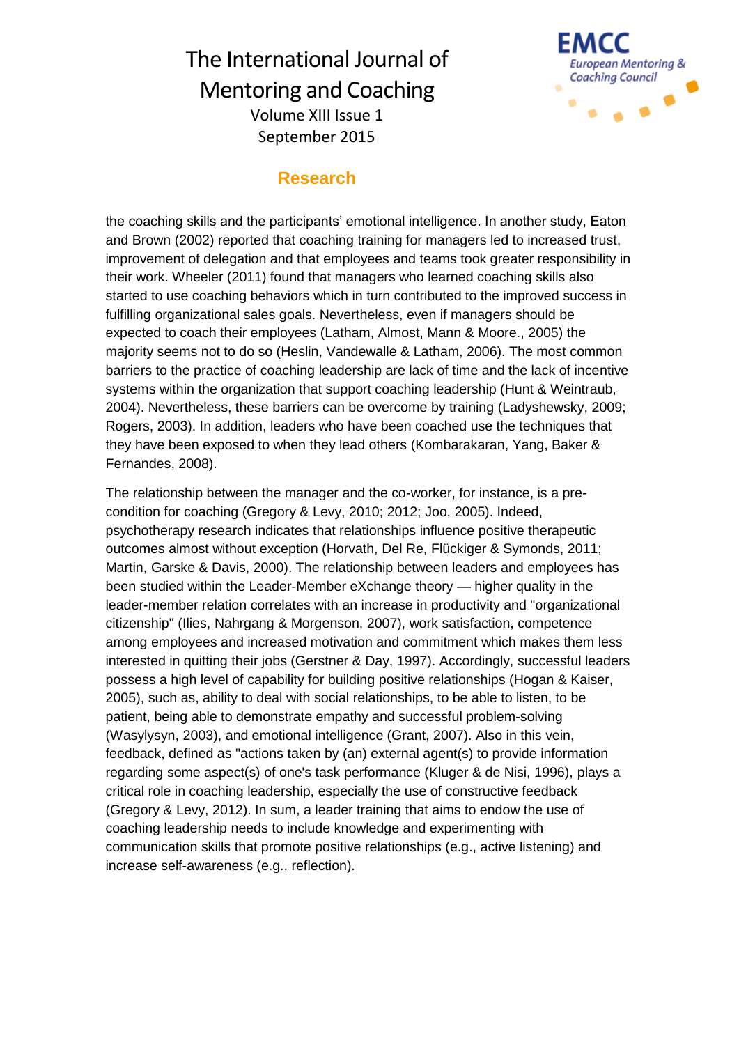the coaching skills and the participants' emotional intelligence. In another study, Eaton and Brown (2002) reported that coaching training for managers led to increased trust, improvement of delegation and that employees and teams took greater responsibility in their work. Wheeler (2011) found that managers who learned coaching skills also started to use coaching behaviors which in turn contributed to the improved success in fulfilling organizational sales goals. Nevertheless, even if managers should be expected to coach their employees (Latham, Almost, Mann & Moore., 2005) the majority seems not to do so (Heslin, Vandewalle & Latham, 2006). The most common barriers to the practice of coaching leadership are lack of time and the lack of incentive systems within the organization that support coaching leadership (Hunt & Weintraub, 2004). Nevertheless, these barriers can be overcome by training (Ladyshewsky, 2009; Rogers, 2003). In addition, leaders who have been coached use the techniques that they have been exposed to when they lead others (Kombarakaran, Yang, Baker & Fernandes, 2008).

The relationship between the manager and the co-worker, for instance, is a pre-condition for coaching (Gregory & Levy, 2010; 2012; Joo, 2005). Indeed, psychotherapy research indicates that relationships influence positive therapeutic outcomes almost without exception (Horvath, Del Re, Flückiger & Symonds, 2011; Martin, Garske & Davis, 2000). The relationship between leaders and employees has been studied within the Leader-Member eXchange theory — higher quality in the leader-member relation correlates with an increase in productivity and "organizational citizenship" (Ilies, Nahrgang & Morgenson, 2007), work satisfaction, competence among employees and increased motivation and commitment which makes them less interested in quitting their jobs (Gerstner & Day, 1997). Accordingly, successful leaders possess a high level of capability for building positive relationships (Hogan & Kaiser, 2005), such as, ability to deal with social relationships, to be able to listen, to be patient, being able to demonstrate empathy and successful problem-solving (Wasylysyn, 2003), and emotional intelligence (Grant, 2007). Also in this vein, feedback, defined as "actions taken by (an) external agent(s) to provide information regarding some aspect(s) of one's task performance (Kluger & de Nisi, 1996), plays a critical role in coaching leadership, especially the use of constructive feedback (Gregory & Levy, 2012). In sum, a leader training that aims to endow the use of coaching leadership needs to include knowledge and experimenting with communication skills that promote positive relationships (e.g., active listening) and increase self-awareness (e.g., reflection).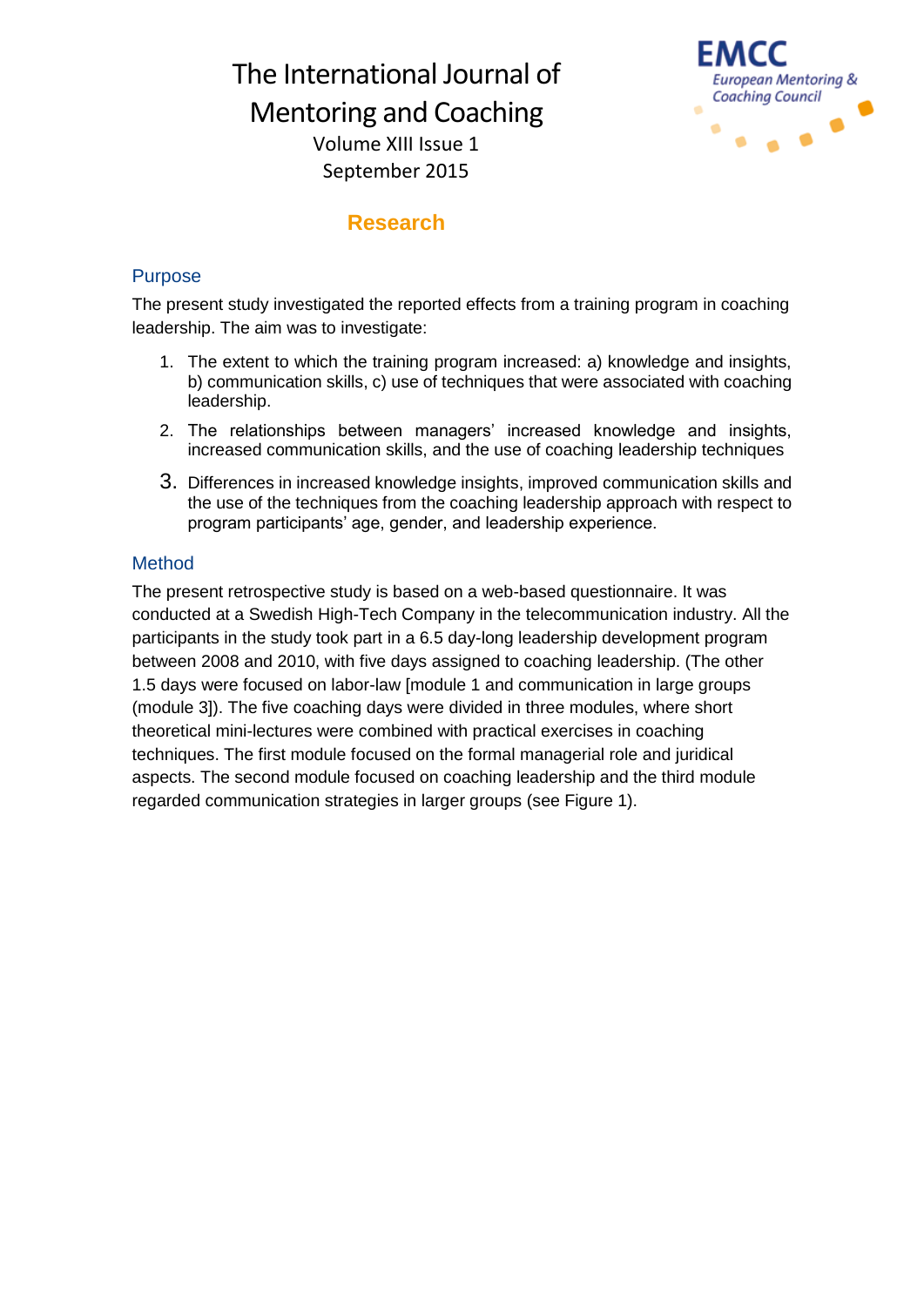## Research

### Purpose

The present study investigated the reported effects from a training program in coaching leadership. The aim was to investigate:

1. The extent to which the training program increased: a) knowledge and insights, b) communication skills, c) use of techniques that were associated with coaching leadership.
2. The relationships between managers' increased knowledge and insights, increased communication skills, and the use of coaching leadership techniques
3. Differences in increased knowledge insights, improved communication skills and the use of the techniques from the coaching leadership approach with respect to program participants' age, gender, and leadership experience.

### Method

The present retrospective study is based on a web-based questionnaire. It was conducted at a Swedish High-Tech Company in the telecommunication industry. All the participants in the study took part in a 6.5 day-long leadership development program between 2008 and 2010, with five days assigned to coaching leadership. (The other 1.5 days were focused on labor-law [module 1 and communication in large groups (module 3]). The five coaching days were divided in three modules, where short theoretical mini-lectures were combined with practical exercises in coaching techniques. The first module focused on the formal managerial role and juridical aspects. The second module focused on coaching leadership and the third module regarded communication strategies in larger groups (see Figure 1).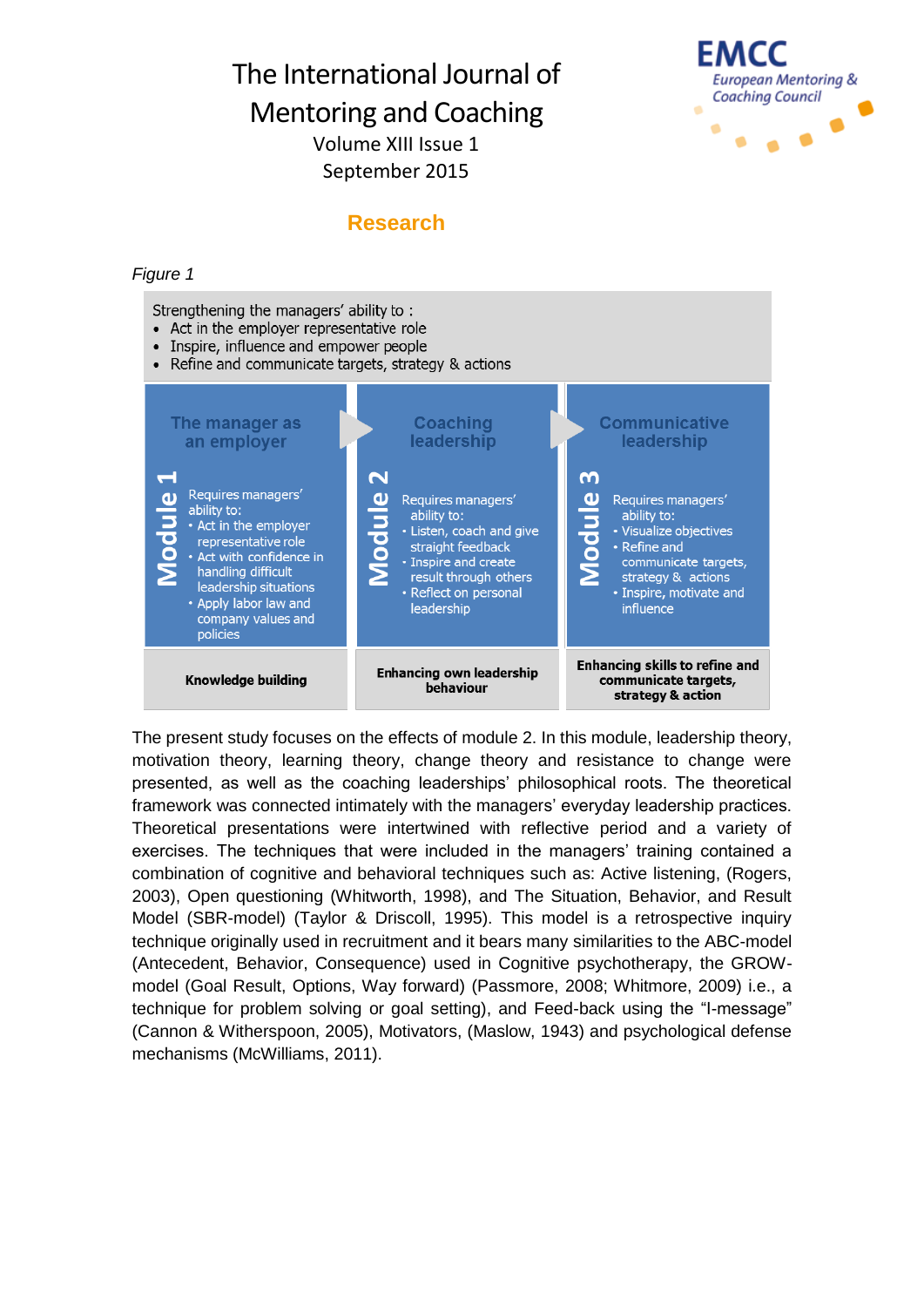## Research

*Figure 1*

Strengthening the managers' ability to :

- Act in the employer representative role
- Inspire, influence and empower people
- Refine and communicate targets, strategy & actions

| Module 1 | Module 2 | Module 3 |
|---|---|---|
| **The manager as an employer** | **Coaching leadership** | **Communicative leadership** |
| Requires managers' ability to: • Act in the employer representative role • Act with confidence in handling difficult leadership situations • Apply labor law and company values and policies | Requires managers' ability to: • Listen, coach and give straight feedback • Inspire and create result through others • Reflect on personal leadership | Requires managers' ability to: • Visualize objectives • Refine and communicate targets, strategy & actions • Inspire, motivate and influence |
| **Knowledge building** | **Enhancing own leadership behaviour** | **Enhancing skills to refine and communicate targets, strategy & action** |

The present study focuses on the effects of module 2. In this module, leadership theory, motivation theory, learning theory, change theory and resistance to change were presented, as well as the coaching leaderships' philosophical roots. The theoretical framework was connected intimately with the managers' everyday leadership practices. Theoretical presentations were intertwined with reflective period and a variety of exercises. The techniques that were included in the managers' training contained a combination of cognitive and behavioral techniques such as: Active listening, (Rogers, 2003), Open questioning (Whitworth, 1998), and The Situation, Behavior, and Result Model (SBR-model) (Taylor & Driscoll, 1995). This model is a retrospective inquiry technique originally used in recruitment and it bears many similarities to the ABC-model (Antecedent, Behavior, Consequence) used in Cognitive psychotherapy, the GROW-model (Goal Result, Options, Way forward) (Passmore, 2008; Whitmore, 2009) i.e., a technique for problem solving or goal setting), and Feed-back using the "I-message" (Cannon & Witherspoon, 2005), Motivators, (Maslow, 1943) and psychological defense mechanisms (McWilliams, 2011).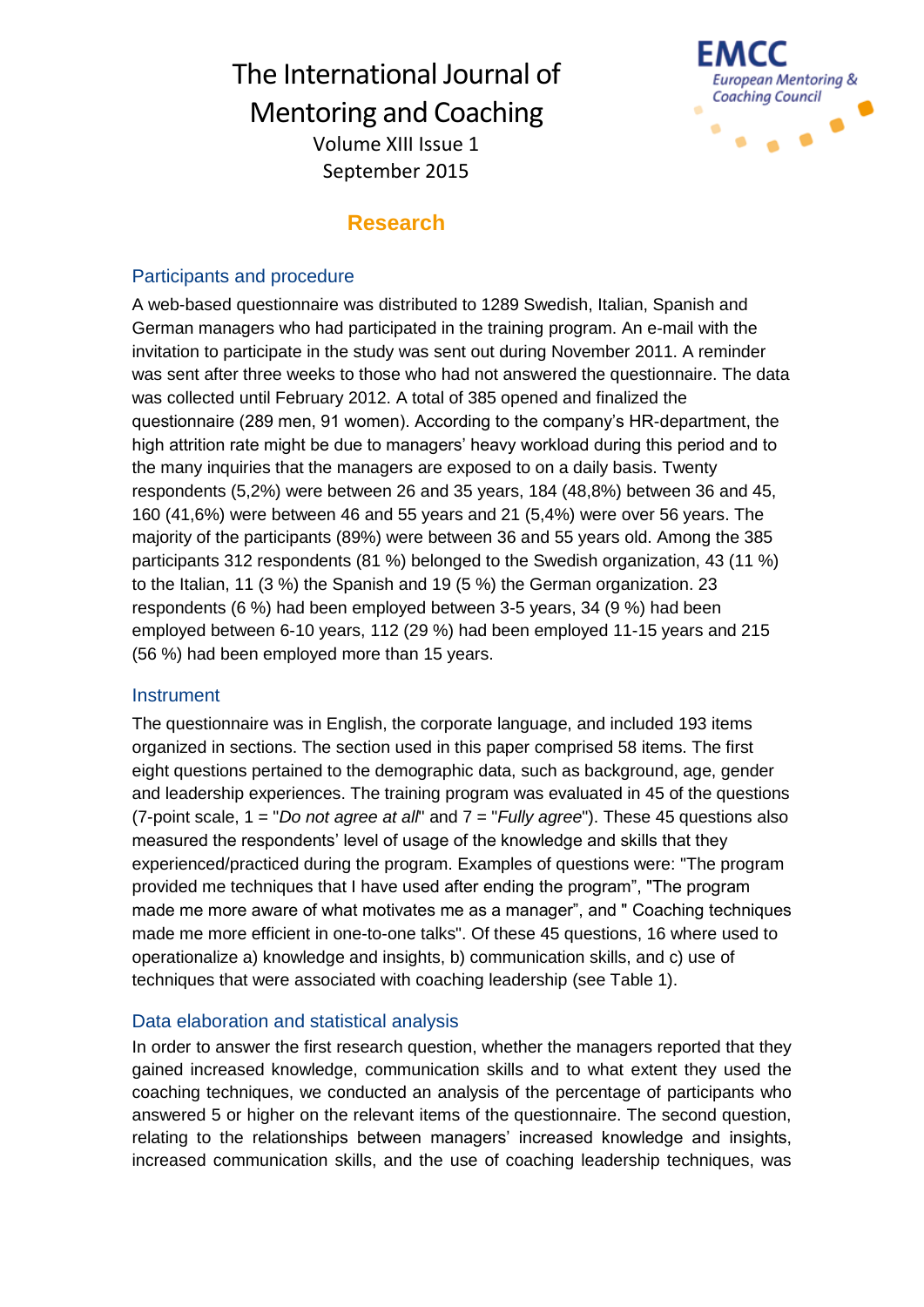## Research

### Participants and procedure

A web-based questionnaire was distributed to 1289 Swedish, Italian, Spanish and German managers who had participated in the training program. An e-mail with the invitation to participate in the study was sent out during November 2011. A reminder was sent after three weeks to those who had not answered the questionnaire. The data was collected until February 2012. A total of 385 opened and finalized the questionnaire (289 men, 91 women). According to the company's HR-department, the high attrition rate might be due to managers' heavy workload during this period and to the many inquiries that the managers are exposed to on a daily basis. Twenty respondents (5,2%) were between 26 and 35 years, 184 (48,8%) between 36 and 45, 160 (41,6%) were between 46 and 55 years and 21 (5,4%) were over 56 years. The majority of the participants (89%) were between 36 and 55 years old. Among the 385 participants 312 respondents (81 %) belonged to the Swedish organization, 43 (11 %) to the Italian, 11 (3 %) the Spanish and 19 (5 %) the German organization. 23 respondents (6 %) had been employed between 3-5 years, 34 (9 %) had been employed between 6-10 years, 112 (29 %) had been employed 11-15 years and 215 (56 %) had been employed more than 15 years.

### Instrument

The questionnaire was in English, the corporate language, and included 193 items organized in sections. The section used in this paper comprised 58 items. The first eight questions pertained to the demographic data, such as background, age, gender and leadership experiences. The training program was evaluated in 45 of the questions (7-point scale, 1 = "*Do not agree at all*" and 7 = "*Fully agree*"). These 45 questions also measured the respondents' level of usage of the knowledge and skills that they experienced/practiced during the program. Examples of questions were: "The program provided me techniques that I have used after ending the program", "The program made me more aware of what motivates me as a manager", and " Coaching techniques made me more efficient in one-to-one talks". Of these 45 questions, 16 where used to operationalize a) knowledge and insights, b) communication skills, and c) use of techniques that were associated with coaching leadership (see Table 1).

### Data elaboration and statistical analysis

In order to answer the first research question, whether the managers reported that they gained increased knowledge, communication skills and to what extent they used the coaching techniques, we conducted an analysis of the percentage of participants who answered 5 or higher on the relevant items of the questionnaire. The second question, relating to the relationships between managers' increased knowledge and insights, increased communication skills, and the use of coaching leadership techniques, was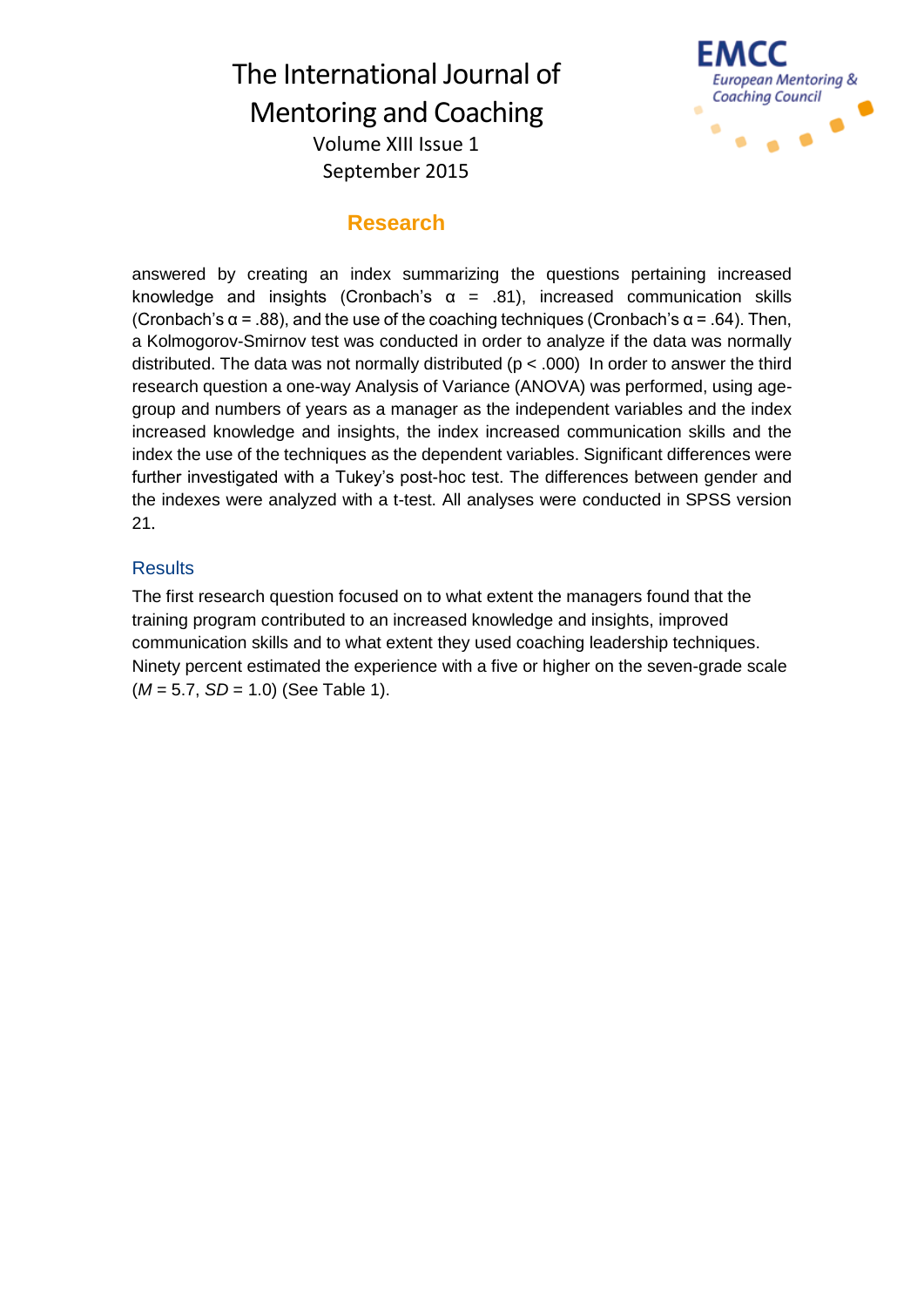answered by creating an index summarizing the questions pertaining increased knowledge and insights (Cronbach's α = .81), increased communication skills (Cronbach's α = .88), and the use of the coaching techniques (Cronbach's α = .64). Then, a Kolmogorov-Smirnov test was conducted in order to analyze if the data was normally distributed. The data was not normally distributed ($p < .000$) In order to answer the third research question a one-way Analysis of Variance (ANOVA) was performed, using age-group and numbers of years as a manager as the independent variables and the index increased knowledge and insights, the index increased communication skills and the index the use of the techniques as the dependent variables. Significant differences were further investigated with a Tukey's post-hoc test. The differences between gender and the indexes were analyzed with a t-test. All analyses were conducted in SPSS version 21.

## Results

The first research question focused on to what extent the managers found that the training program contributed to an increased knowledge and insights, improved communication skills and to what extent they used coaching leadership techniques. Ninety percent estimated the experience with a five or higher on the seven-grade scale ($M = 5.7$, $SD = 1.0$) (See Table 1).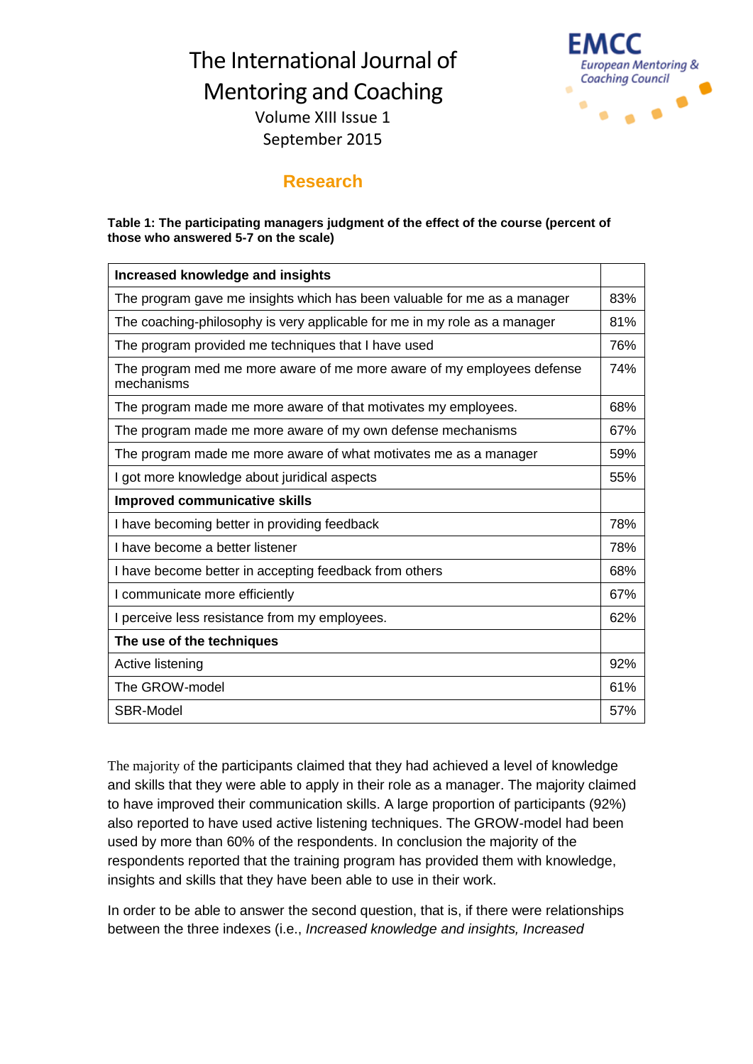**Table 1: The participating managers judgment of the effect of the course (percent of those who answered 5-7 on the scale)**

| **Increased knowledge and insights** | |
|---|---|
| The program gave me insights which has been valuable for me as a manager | 83% |
| The coaching-philosophy is very applicable for me in my role as a manager | 81% |
| The program provided me techniques that I have used | 76% |
| The program med me more aware of me more aware of my employees defense mechanisms | 74% |
| The program made me more aware of that motivates my employees. | 68% |
| The program made me more aware of my own defense mechanisms | 67% |
| The program made me more aware of what motivates me as a manager | 59% |
| I got more knowledge about juridical aspects | 55% |
| **Improved communicative skills** | |
| I have becoming better in providing feedback | 78% |
| I have become a better listener | 78% |
| I have become better in accepting feedback from others | 68% |
| I communicate more efficiently | 67% |
| I perceive less resistance from my employees. | 62% |
| **The use of the techniques** | |
| Active listening | 92% |
| The GROW-model | 61% |
| SBR-Model | 57% |

The majority of the participants claimed that they had achieved a level of knowledge and skills that they were able to apply in their role as a manager. The majority claimed to have improved their communication skills. A large proportion of participants (92%) also reported to have used active listening techniques. The GROW-model had been used by more than 60% of the respondents. In conclusion the majority of the respondents reported that the training program has provided them with knowledge, insights and skills that they have been able to use in their work.

In order to be able to answer the second question, that is, if there were relationships between the three indexes (i.e., *Increased knowledge and insights, Increased*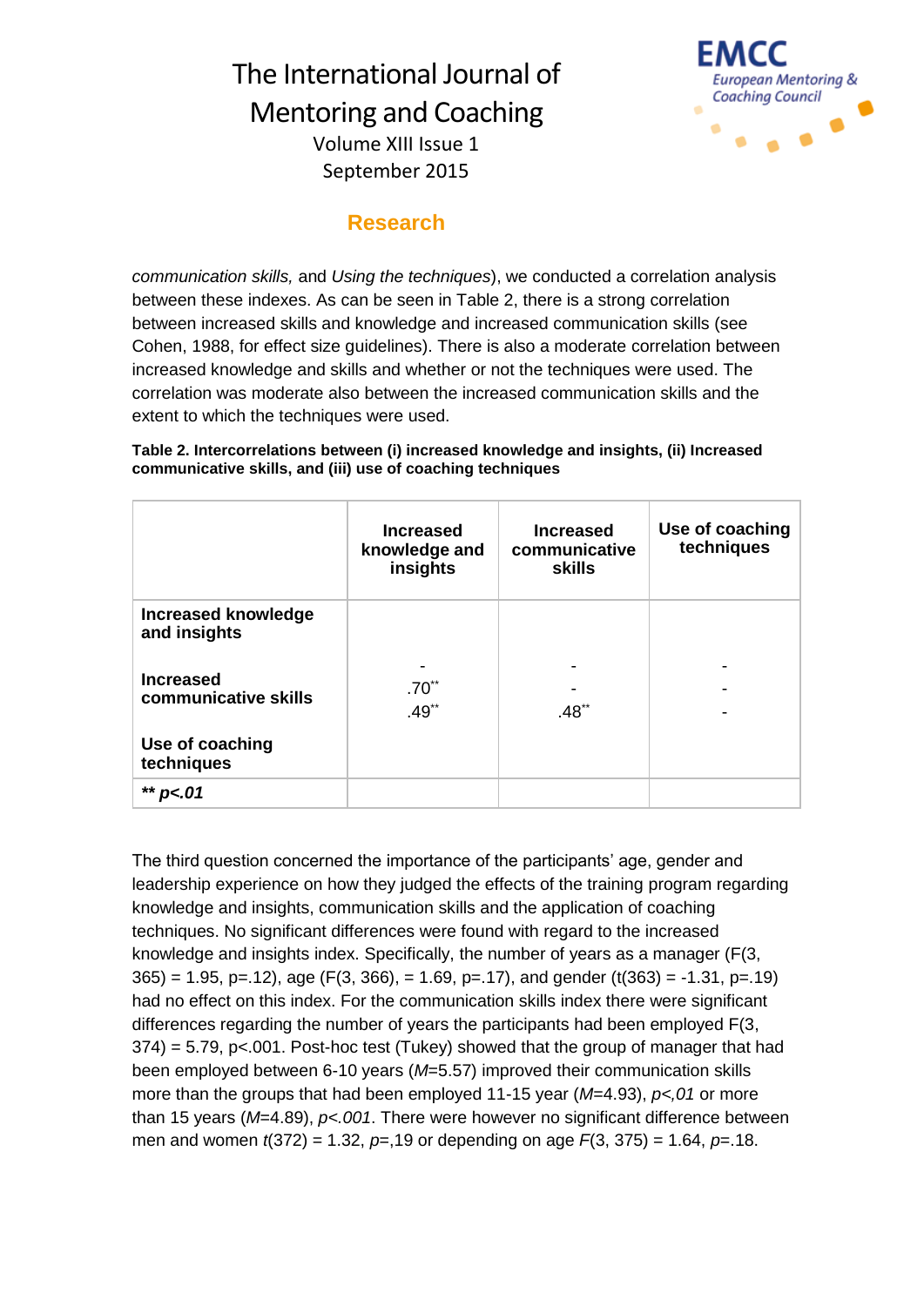*communication skills,* and *Using the techniques*), we conducted a correlation analysis between these indexes. As can be seen in Table 2, there is a strong correlation between increased skills and knowledge and increased communication skills (see Cohen, 1988, for effect size guidelines). There is also a moderate correlation between increased knowledge and skills and whether or not the techniques were used. The correlation was moderate also between the increased communication skills and the extent to which the techniques were used.

**Table 2. Intercorrelations between (i) increased knowledge and insights, (ii) Increased communicative skills, and (iii) use of coaching techniques**

| | Increased knowledge and insights | Increased communicative skills | Use of coaching techniques |
|---|---|---|---|
| **Increased knowledge and insights** | - | - | - |
| **Increased communicative skills** | .70** | - | - |
| **Use of coaching techniques** | .49** | .48** | - |
| ***** p<.01*** | | | |

The third question concerned the importance of the participants' age, gender and leadership experience on how they judged the effects of the training program regarding knowledge and insights, communication skills and the application of coaching techniques. No significant differences were found with regard to the increased knowledge and insights index. Specifically, the number of years as a manager ($F(3, 365) = 1.95$, p=.12), age ($F(3, 366)$, = 1.69, p=.17), and gender ($t(363) = -1.31$, p=.19) had no effect on this index. For the communication skills index there were significant differences regarding the number of years the participants had been employed $F(3, 374) = 5.79$, $p<.001$. Post-hoc test (Tukey) showed that the group of manager that had been employed between 6-10 years ($M$=5.57) improved their communication skills more than the groups that had been employed 11-15 year ($M$=4.93), *p<,01* or more than 15 years ($M$=4.89), *p<.001*. There were however no significant difference between men and women $t(372) = 1.32$, $p$=,19 or depending on age $F(3, 375) = 1.64$, $p$=.18.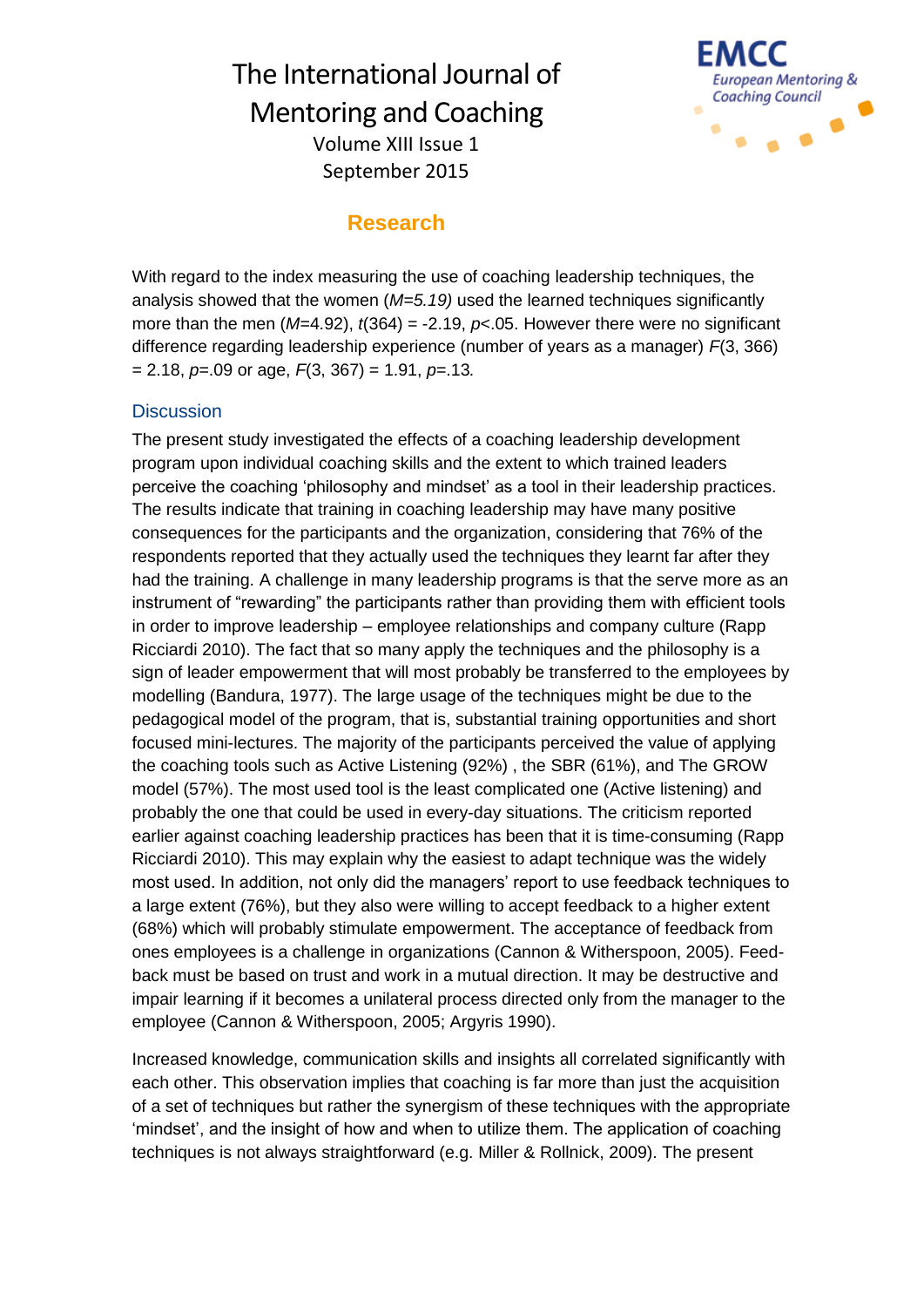With regard to the index measuring the use of coaching leadership techniques, the analysis showed that the women (*M=5.19)* used the learned techniques significantly more than the men (*M*=4.92), $t(364) = -2.19$, $p<.05$. However there were no significant difference regarding leadership experience (number of years as a manager) $F(3, 366) = 2.18$, $p=.09$ or age, $F(3, 367) = 1.91$, $p=.13$.

## Discussion

The present study investigated the effects of a coaching leadership development program upon individual coaching skills and the extent to which trained leaders perceive the coaching 'philosophy and mindset' as a tool in their leadership practices. The results indicate that training in coaching leadership may have many positive consequences for the participants and the organization, considering that 76% of the respondents reported that they actually used the techniques they learnt far after they had the training. A challenge in many leadership programs is that the serve more as an instrument of "rewarding" the participants rather than providing them with efficient tools in order to improve leadership – employee relationships and company culture (Rapp Ricciardi 2010). The fact that so many apply the techniques and the philosophy is a sign of leader empowerment that will most probably be transferred to the employees by modelling (Bandura, 1977). The large usage of the techniques might be due to the pedagogical model of the program, that is, substantial training opportunities and short focused mini-lectures. The majority of the participants perceived the value of applying the coaching tools such as Active Listening (92%) , the SBR (61%), and The GROW model (57%). The most used tool is the least complicated one (Active listening) and probably the one that could be used in every-day situations. The criticism reported earlier against coaching leadership practices has been that it is time-consuming (Rapp Ricciardi 2010). This may explain why the easiest to adapt technique was the widely most used. In addition, not only did the managers' report to use feedback techniques to a large extent (76%), but they also were willing to accept feedback to a higher extent (68%) which will probably stimulate empowerment. The acceptance of feedback from ones employees is a challenge in organizations (Cannon & Witherspoon, 2005). Feed-back must be based on trust and work in a mutual direction. It may be destructive and impair learning if it becomes a unilateral process directed only from the manager to the employee (Cannon & Witherspoon, 2005; Argyris 1990).

Increased knowledge, communication skills and insights all correlated significantly with each other. This observation implies that coaching is far more than just the acquisition of a set of techniques but rather the synergism of these techniques with the appropriate 'mindset', and the insight of how and when to utilize them. The application of coaching techniques is not always straightforward (e.g. Miller & Rollnick, 2009). The present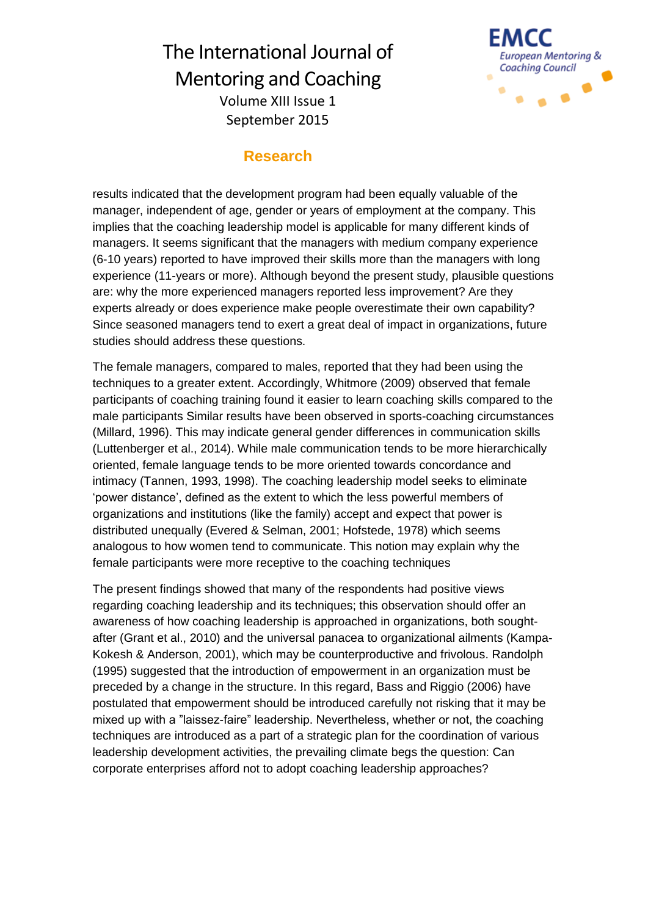results indicated that the development program had been equally valuable of the manager, independent of age, gender or years of employment at the company. This implies that the coaching leadership model is applicable for many different kinds of managers. It seems significant that the managers with medium company experience (6-10 years) reported to have improved their skills more than the managers with long experience (11-years or more). Although beyond the present study, plausible questions are: why the more experienced managers reported less improvement? Are they experts already or does experience make people overestimate their own capability? Since seasoned managers tend to exert a great deal of impact in organizations, future studies should address these questions.

The female managers, compared to males, reported that they had been using the techniques to a greater extent. Accordingly, Whitmore (2009) observed that female participants of coaching training found it easier to learn coaching skills compared to the male participants Similar results have been observed in sports-coaching circumstances (Millard, 1996). This may indicate general gender differences in communication skills (Luttenberger et al., 2014). While male communication tends to be more hierarchically oriented, female language tends to be more oriented towards concordance and intimacy (Tannen, 1993, 1998). The coaching leadership model seeks to eliminate 'power distance', defined as the extent to which the less powerful members of organizations and institutions (like the family) accept and expect that power is distributed unequally (Evered & Selman, 2001; Hofstede, 1978) which seems analogous to how women tend to communicate. This notion may explain why the female participants were more receptive to the coaching techniques

The present findings showed that many of the respondents had positive views regarding coaching leadership and its techniques; this observation should offer an awareness of how coaching leadership is approached in organizations, both sought-after (Grant et al., 2010) and the universal panacea to organizational ailments (Kampa-Kokesh & Anderson, 2001), which may be counterproductive and frivolous. Randolph (1995) suggested that the introduction of empowerment in an organization must be preceded by a change in the structure. In this regard, Bass and Riggio (2006) have postulated that empowerment should be introduced carefully not risking that it may be mixed up with a "laissez-faire" leadership. Nevertheless, whether or not, the coaching techniques are introduced as a part of a strategic plan for the coordination of various leadership development activities, the prevailing climate begs the question: Can corporate enterprises afford not to adopt coaching leadership approaches?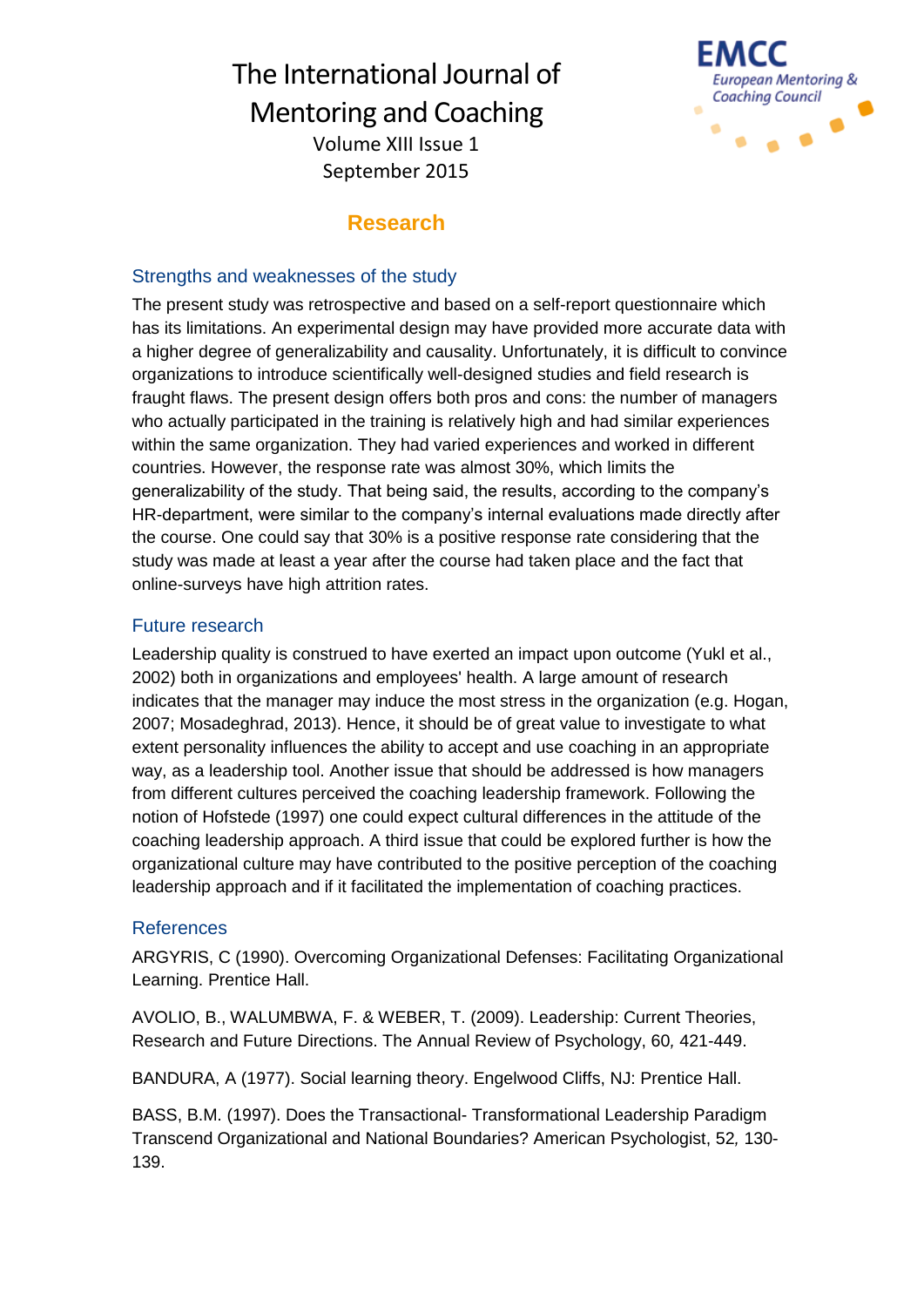## Research

### Strengths and weaknesses of the study

The present study was retrospective and based on a self-report questionnaire which has its limitations. An experimental design may have provided more accurate data with a higher degree of generalizability and causality. Unfortunately, it is difficult to convince organizations to introduce scientifically well-designed studies and field research is fraught flaws. The present design offers both pros and cons: the number of managers who actually participated in the training is relatively high and had similar experiences within the same organization. They had varied experiences and worked in different countries. However, the response rate was almost 30%, which limits the generalizability of the study. That being said, the results, according to the company's HR-department, were similar to the company's internal evaluations made directly after the course. One could say that 30% is a positive response rate considering that the study was made at least a year after the course had taken place and the fact that online-surveys have high attrition rates.

### Future research

Leadership quality is construed to have exerted an impact upon outcome (Yukl et al., 2002) both in organizations and employees' health. A large amount of research indicates that the manager may induce the most stress in the organization (e.g. Hogan, 2007; Mosadeghrad, 2013). Hence, it should be of great value to investigate to what extent personality influences the ability to accept and use coaching in an appropriate way, as a leadership tool. Another issue that should be addressed is how managers from different cultures perceived the coaching leadership framework. Following the notion of Hofstede (1997) one could expect cultural differences in the attitude of the coaching leadership approach. A third issue that could be explored further is how the organizational culture may have contributed to the positive perception of the coaching leadership approach and if it facilitated the implementation of coaching practices.

### References

ARGYRIS, C (1990). Overcoming Organizational Defenses: Facilitating Organizational Learning. Prentice Hall.

AVOLIO, B., WALUMBWA, F. & WEBER, T. (2009). Leadership: Current Theories, Research and Future Directions. The Annual Review of Psychology, 60*,* 421-449.

BANDURA, A (1977). Social learning theory. Engelwood Cliffs, NJ: Prentice Hall.

BASS, B.M. (1997). Does the Transactional- Transformational Leadership Paradigm Transcend Organizational and National Boundaries? American Psychologist, 52*,* 130-139.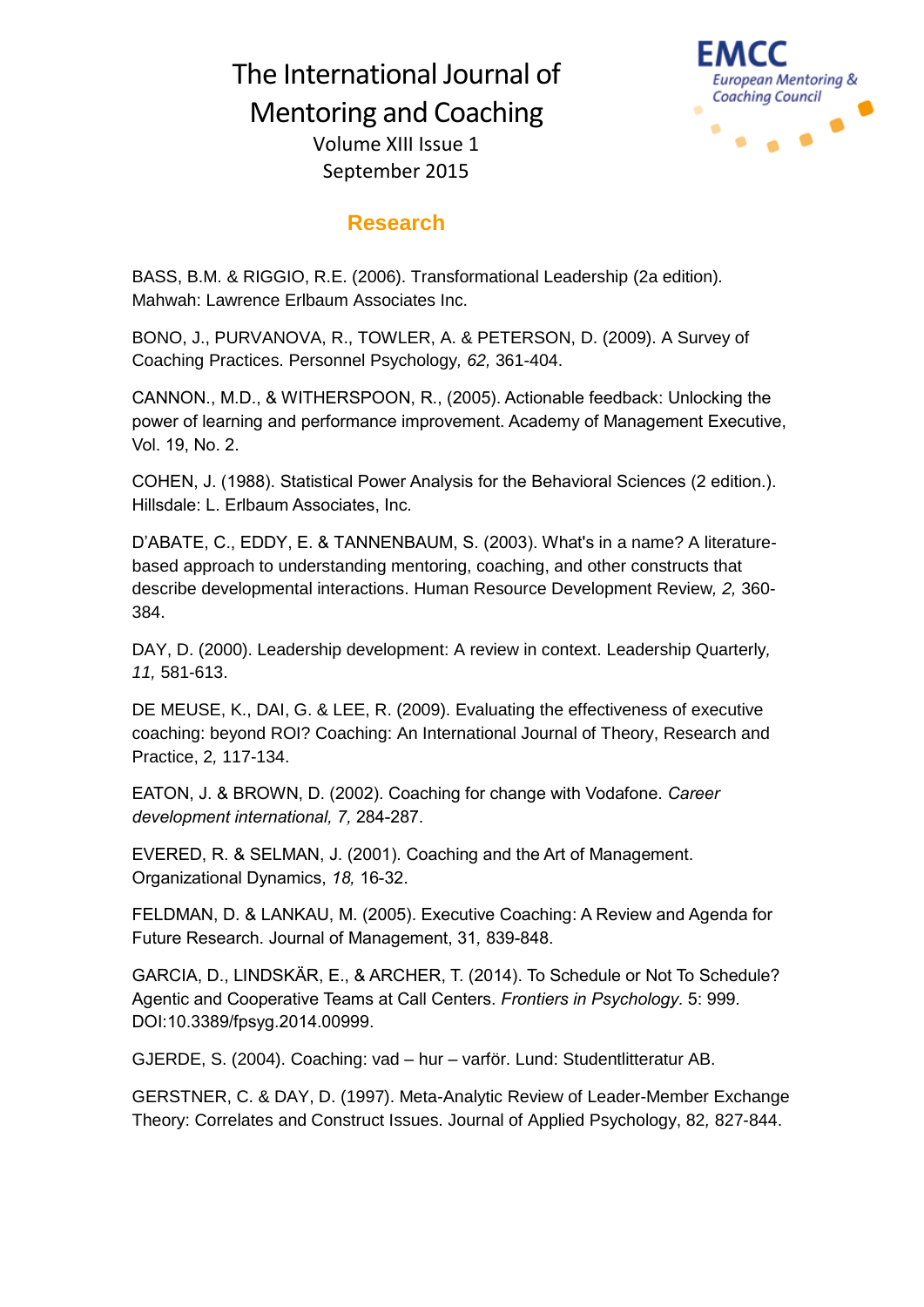BASS, B.M. & RIGGIO, R.E. (2006). Transformational Leadership (2a edition). Mahwah: Lawrence Erlbaum Associates Inc.

BONO, J., PURVANOVA, R., TOWLER, A. & PETERSON, D. (2009). A Survey of Coaching Practices. Personnel Psychology*, 62,* 361-404.

CANNON., M.D., & WITHERSPOON, R., (2005). Actionable feedback: Unlocking the power of learning and performance improvement. Academy of Management Executive, Vol. 19, No. 2.

COHEN, J. (1988). Statistical Power Analysis for the Behavioral Sciences (2 edition.). Hillsdale: L. Erlbaum Associates, Inc.

D'ABATE, C., EDDY, E. & TANNENBAUM, S. (2003). What's in a name? A literature-based approach to understanding mentoring, coaching, and other constructs that describe developmental interactions. Human Resource Development Review*, 2,* 360-384.

DAY, D. (2000). Leadership development: A review in context. Leadership Quarterly*, 11,* 581-613.

DE MEUSE, K., DAI, G. & LEE, R. (2009). Evaluating the effectiveness of executive coaching: beyond ROI? Coaching: An International Journal of Theory, Research and Practice, 2*,* 117-134.

EATON, J. & BROWN, D. (2002). Coaching for change with Vodafone. *Career development international, 7,* 284-287.

EVERED, R. & SELMAN, J. (2001). Coaching and the Art of Management. Organizational Dynamics, *18,* 16-32.

FELDMAN, D. & LANKAU, M. (2005). Executive Coaching: A Review and Agenda for Future Research. Journal of Management, 31*,* 839-848.

GARCIA, D., LINDSKÄR, E., & ARCHER, T. (2014). To Schedule or Not To Schedule? Agentic and Cooperative Teams at Call Centers. *Frontiers in Psychology*. 5: 999. DOI:10.3389/fpsyg.2014.00999.

GJERDE, S. (2004). Coaching: vad – hur – varför. Lund: Studentlitteratur AB.

GERSTNER, C. & DAY, D. (1997). Meta-Analytic Review of Leader-Member Exchange Theory: Correlates and Construct Issues. Journal of Applied Psychology, 82*,* 827-844.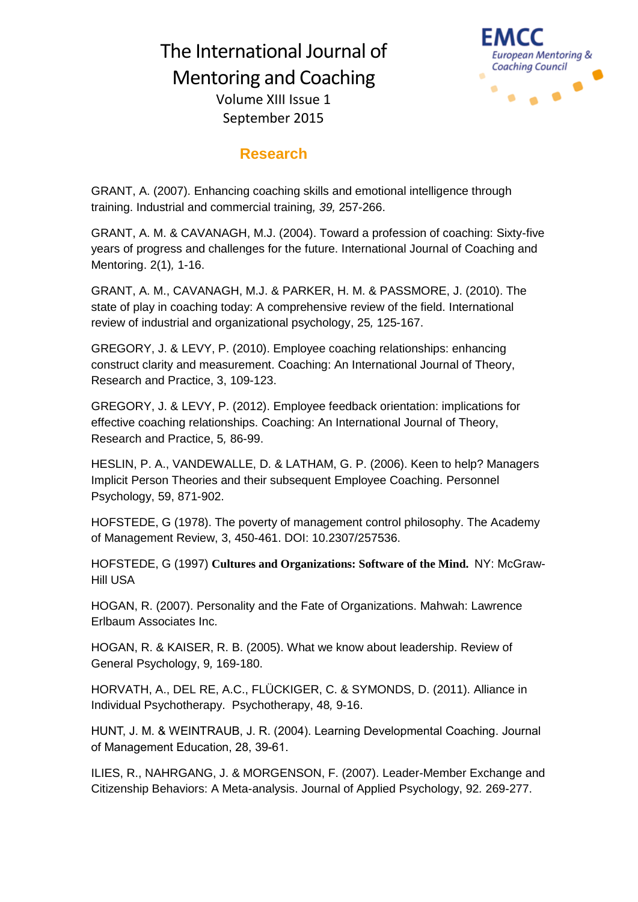## Research

GRANT, A. (2007). Enhancing coaching skills and emotional intelligence through training. Industrial and commercial training*, 39,* 257-266.

GRANT, A. M. & CAVANAGH, M.J. (2004). Toward a profession of coaching: Sixty-five years of progress and challenges for the future. International Journal of Coaching and Mentoring. 2(1)*,* 1-16.

GRANT, A. M., CAVANAGH, M.J. & PARKER, H. M. & PASSMORE, J. (2010). The state of play in coaching today: A comprehensive review of the field. International review of industrial and organizational psychology, 25*,* 125-167.

GREGORY, J. & LEVY, P. (2010). Employee coaching relationships: enhancing construct clarity and measurement. Coaching: An International Journal of Theory, Research and Practice, 3, 109-123.

GREGORY, J. & LEVY, P. (2012). Employee feedback orientation: implications for effective coaching relationships. Coaching: An International Journal of Theory, Research and Practice, 5*,* 86-99.

HESLIN, P. A., VANDEWALLE, D. & LATHAM, G. P. (2006). Keen to help? Managers Implicit Person Theories and their subsequent Employee Coaching. Personnel Psychology, 59, 871-902.

HOFSTEDE, G (1978). The poverty of management control philosophy. The Academy of Management Review, 3, 450-461. DOI: 10.2307/257536.

HOFSTEDE, G (1997) **Cultures and Organizations: Software of the Mind.** NY: McGraw-Hill USA

HOGAN, R. (2007). Personality and the Fate of Organizations. Mahwah: Lawrence Erlbaum Associates Inc.

HOGAN, R. & KAISER, R. B. (2005). What we know about leadership. Review of General Psychology, 9*,* 169-180.

HORVATH, A., DEL RE, A.C., FLÜCKIGER, C. & SYMONDS, D. (2011). Alliance in Individual Psychotherapy. Psychotherapy, 48*,* 9-16.

HUNT, J. M. & WEINTRAUB, J. R. (2004). Learning Developmental Coaching. Journal of Management Education, 28, 39-61.

ILIES, R., NAHRGANG, J. & MORGENSON, F. (2007). Leader-Member Exchange and Citizenship Behaviors: A Meta-analysis. Journal of Applied Psychology, 92*.* 269-277.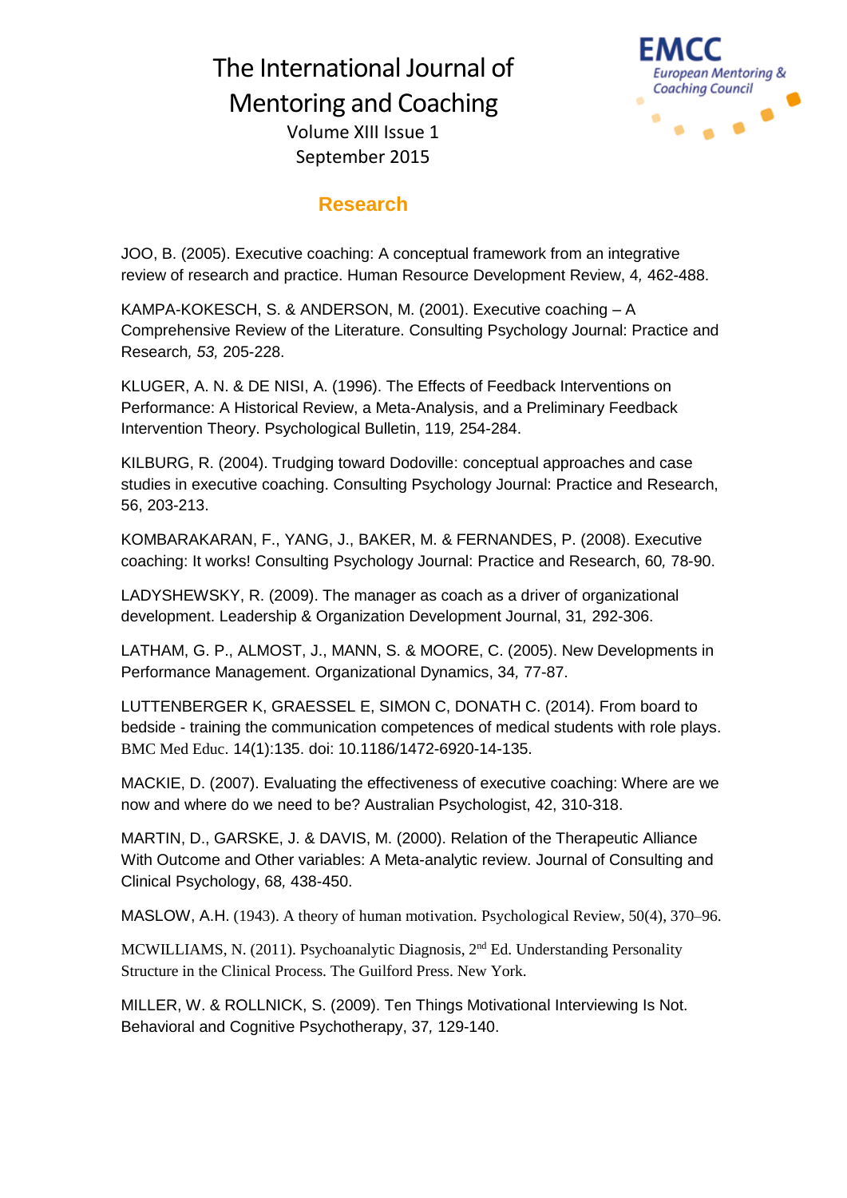## Research

JOO, B. (2005). Executive coaching: A conceptual framework from an integrative review of research and practice. Human Resource Development Review, 4*,* 462-488.

KAMPA-KOKESCH, S. & ANDERSON, M. (2001). Executive coaching – A Comprehensive Review of the Literature. Consulting Psychology Journal: Practice and Research*, 53,* 205-228.

KLUGER, A. N. & DE NISI, A. (1996). The Effects of Feedback Interventions on Performance: A Historical Review, a Meta-Analysis, and a Preliminary Feedback Intervention Theory. Psychological Bulletin, 119*,* 254-284.

KILBURG, R. (2004). Trudging toward Dodoville: conceptual approaches and case studies in executive coaching. Consulting Psychology Journal: Practice and Research, 56, 203-213.

KOMBARAKARAN, F., YANG, J., BAKER, M. & FERNANDES, P. (2008). Executive coaching: It works! Consulting Psychology Journal: Practice and Research, 60*,* 78-90.

LADYSHEWSKY, R. (2009). The manager as coach as a driver of organizational development. Leadership & Organization Development Journal, 31*,* 292-306.

LATHAM, G. P., ALMOST, J., MANN, S. & MOORE, C. (2005). New Developments in Performance Management. Organizational Dynamics, 34*,* 77-87.

LUTTENBERGER K, GRAESSEL E, SIMON C, DONATH C. (2014). From board to bedside - training the communication competences of medical students with role plays. BMC Med Educ. 14(1):135. doi: 10.1186/1472-6920-14-135.

MACKIE, D. (2007). Evaluating the effectiveness of executive coaching: Where are we now and where do we need to be? Australian Psychologist, 42, 310-318.

MARTIN, D., GARSKE, J. & DAVIS, M. (2000). Relation of the Therapeutic Alliance With Outcome and Other variables: A Meta-analytic review. Journal of Consulting and Clinical Psychology, 68*,* 438-450.

MASLOW, A.H. (1943). A theory of human motivation. Psychological Review, 50(4), 370–96.

MCWILLIAMS, N. (2011). Psychoanalytic Diagnosis, 2nd Ed. Understanding Personality Structure in the Clinical Process. The Guilford Press. New York.

MILLER, W. & ROLLNICK, S. (2009). Ten Things Motivational Interviewing Is Not. Behavioral and Cognitive Psychotherapy, 37*,* 129-140.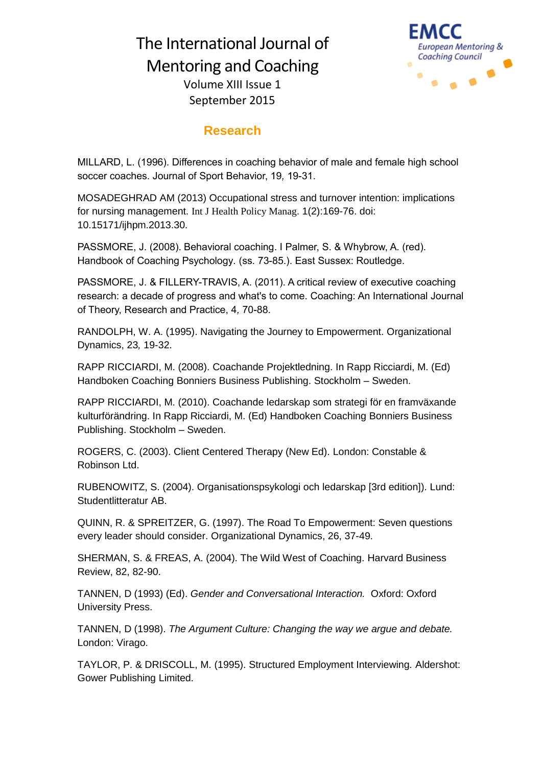## Research

MILLARD, L. (1996). Differences in coaching behavior of male and female high school soccer coaches. Journal of Sport Behavior, 19*,* 19-31.

MOSADEGHRAD AM (2013) Occupational stress and turnover intention: implications for nursing management. Int J Health Policy Manag. 1(2):169-76. doi: 10.15171/ijhpm.2013.30.

PASSMORE, J. (2008). Behavioral coaching. I Palmer, S. & Whybrow, A. (red). Handbook of Coaching Psychology. (ss. 73-85.). East Sussex: Routledge.

PASSMORE, J. & FILLERY-TRAVIS, A. (2011). A critical review of executive coaching research: a decade of progress and what's to come. Coaching: An International Journal of Theory, Research and Practice, 4*,* 70-88.

RANDOLPH, W. A. (1995). Navigating the Journey to Empowerment. Organizational Dynamics, 23*,* 19-32.

RAPP RICCIARDI, M. (2008). Coachande Projektledning. In Rapp Ricciardi, M. (Ed) Handboken Coaching Bonniers Business Publishing. Stockholm – Sweden.

RAPP RICCIARDI, M. (2010). Coachande ledarskap som strategi för en framväxande kulturförändring. In Rapp Ricciardi, M. (Ed) Handboken Coaching Bonniers Business Publishing. Stockholm – Sweden.

ROGERS, C. (2003). Client Centered Therapy (New Ed). London: Constable & Robinson Ltd.

RUBENOWITZ, S. (2004). Organisationspsykologi och ledarskap [3rd edition]). Lund: Studentlitteratur AB.

QUINN, R. & SPREITZER, G. (1997). The Road To Empowerment: Seven questions every leader should consider. Organizational Dynamics, 26, 37-49.

SHERMAN, S. & FREAS, A. (2004). The Wild West of Coaching. Harvard Business Review, 82, 82-90.

TANNEN, D (1993) (Ed). *Gender and Conversational Interaction.* Oxford: Oxford University Press.

TANNEN, D (1998). *The Argument Culture: Changing the way we argue and debate.* London: Virago.

TAYLOR, P. & DRISCOLL, M. (1995). Structured Employment Interviewing. Aldershot: Gower Publishing Limited.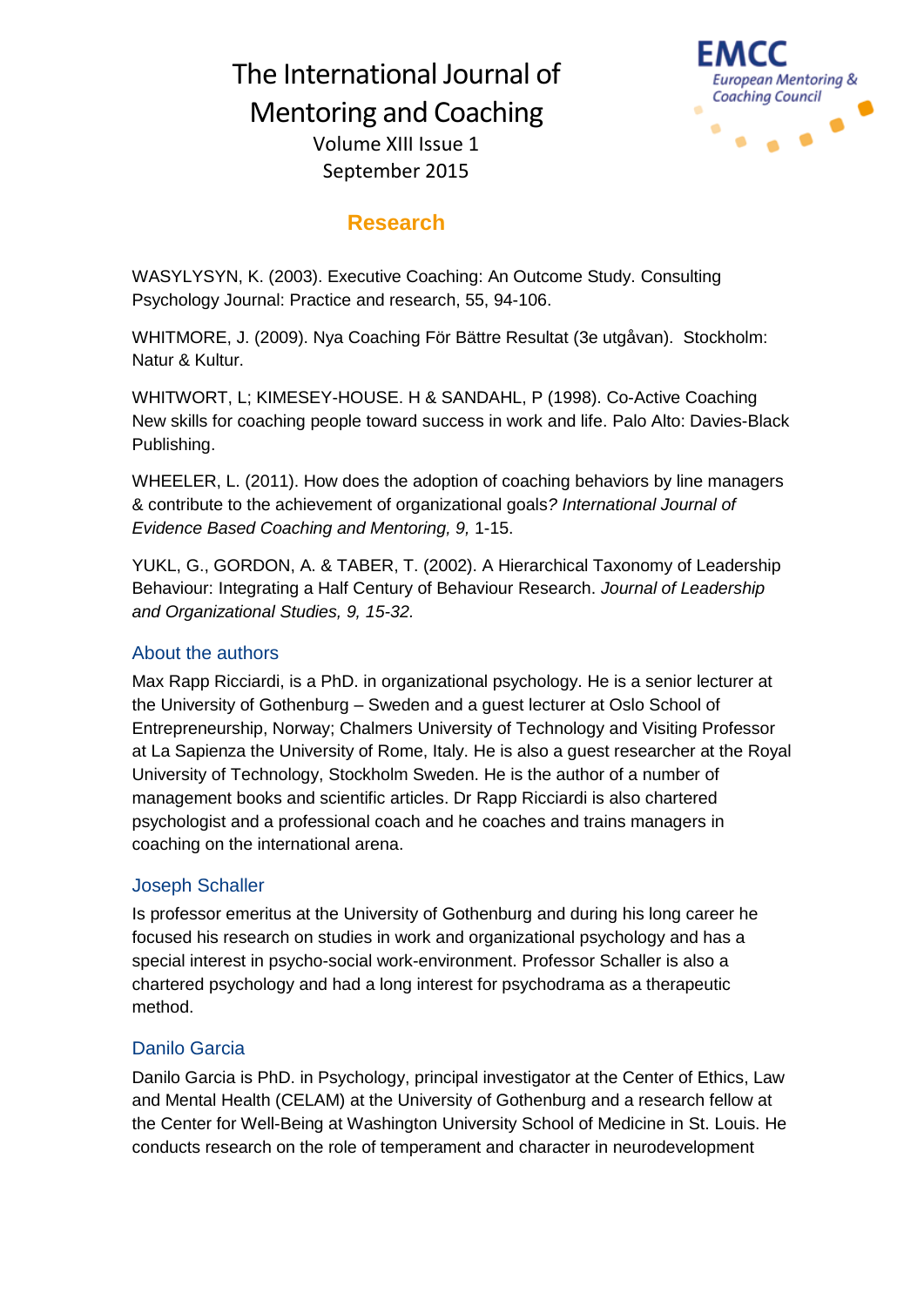WASYLYSYN, K. (2003). Executive Coaching: An Outcome Study. Consulting Psychology Journal: Practice and research, 55, 94-106.

WHITMORE, J. (2009). Nya Coaching För Bättre Resultat (3e utgåvan). Stockholm: Natur & Kultur.

WHITWORT, L; KIMESEY-HOUSE. H & SANDAHL, P (1998). Co-Active Coaching New skills for coaching people toward success in work and life. Palo Alto: Davies-Black Publishing.

WHEELER, L. (2011). How does the adoption of coaching behaviors by line managers & contribute to the achievement of organizational goals*? International Journal of Evidence Based Coaching and Mentoring, 9,* 1-15.

YUKL, G., GORDON, A. & TABER, T. (2002). A Hierarchical Taxonomy of Leadership Behaviour: Integrating a Half Century of Behaviour Research. *Journal of Leadership and Organizational Studies, 9, 15-32.*

## About the authors

Max Rapp Ricciardi, is a PhD. in organizational psychology. He is a senior lecturer at the University of Gothenburg – Sweden and a guest lecturer at Oslo School of Entrepreneurship, Norway; Chalmers University of Technology and Visiting Professor at La Sapienza the University of Rome, Italy. He is also a guest researcher at the Royal University of Technology, Stockholm Sweden. He is the author of a number of management books and scientific articles. Dr Rapp Ricciardi is also chartered psychologist and a professional coach and he coaches and trains managers in coaching on the international arena.

## Joseph Schaller

Is professor emeritus at the University of Gothenburg and during his long career he focused his research on studies in work and organizational psychology and has a special interest in psycho-social work-environment. Professor Schaller is also a chartered psychology and had a long interest for psychodrama as a therapeutic method.

## Danilo Garcia

Danilo Garcia is PhD. in Psychology, principal investigator at the Center of Ethics, Law and Mental Health (CELAM) at the University of Gothenburg and a research fellow at the Center for Well-Being at Washington University School of Medicine in St. Louis. He conducts research on the role of temperament and character in neurodevelopment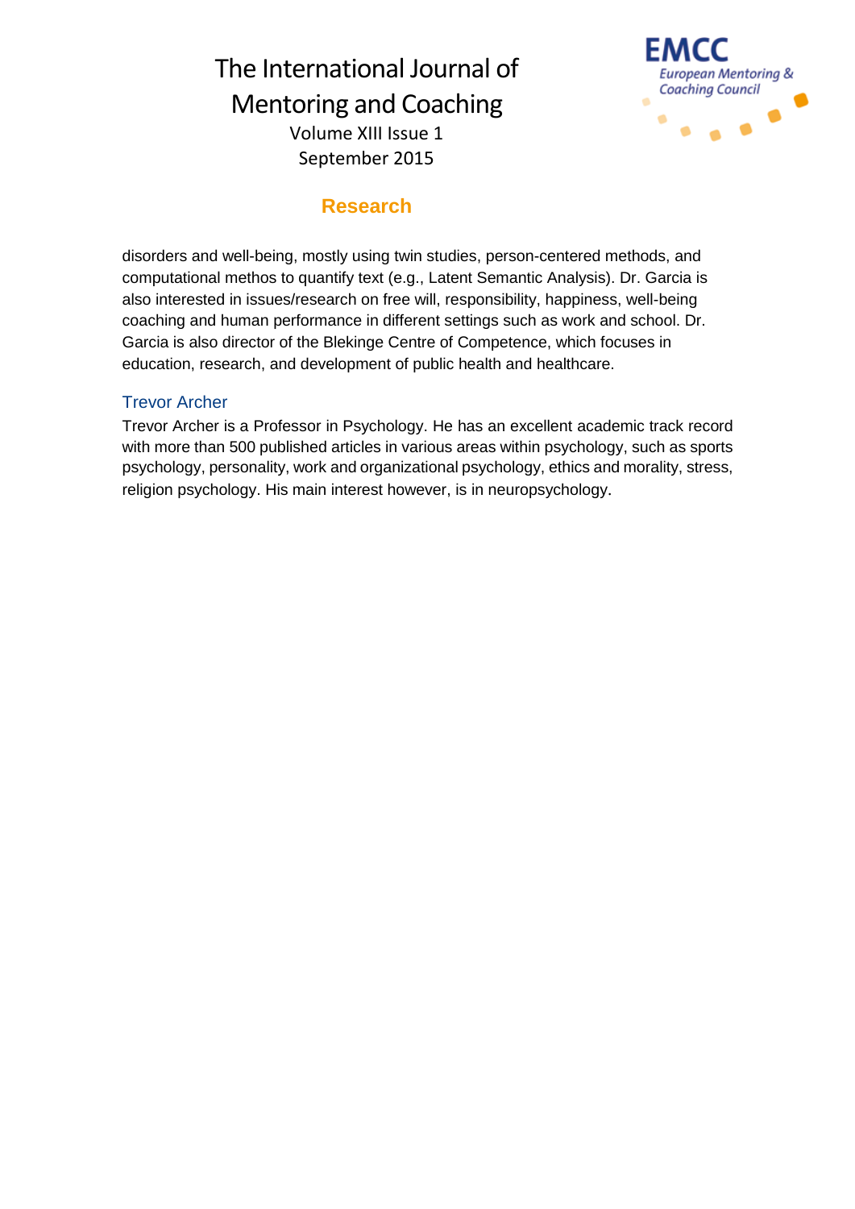disorders and well-being, mostly using twin studies, person-centered methods, and computational methos to quantify text (e.g., Latent Semantic Analysis). Dr. Garcia is also interested in issues/research on free will, responsibility, happiness, well-being coaching and human performance in different settings such as work and school. Dr. Garcia is also director of the Blekinge Centre of Competence, which focuses in education, research, and development of public health and healthcare.

### Trevor Archer

Trevor Archer is a Professor in Psychology. He has an excellent academic track record with more than 500 published articles in various areas within psychology, such as sports psychology, personality, work and organizational psychology, ethics and morality, stress, religion psychology. His main interest however, is in neuropsychology.